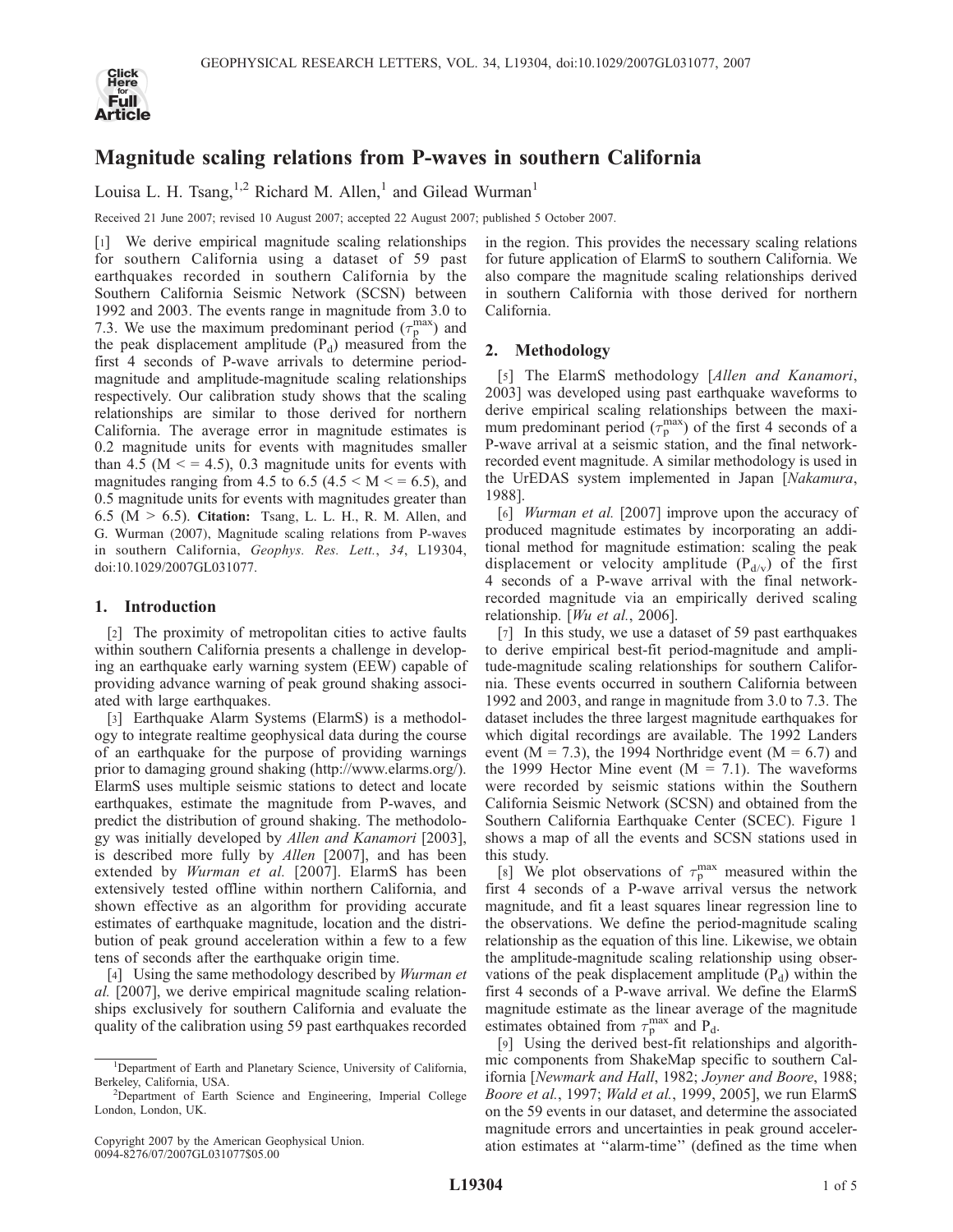# Magnitude scaling relations from P-waves in southern California

Louisa L. H. Tsang,[1,2] Richard M. Allen,[1] and Gilead Wurman[1]

Received 21 June 2007; revised 10 August 2007; accepted 22 August 2007; published 5 October 2007.

[1] We derive empirical magnitude scaling relationships for southern California using a dataset of 59 past earthquakes recorded in southern California by the Southern California Seismic Network (SCSN) between 1992 and 2003. The events range in magnitude from 3.0 to 7.3. We use the maximum predominant period ($\tau_p^{max}$) and the peak displacement amplitude ($P_d$) measured from the first 4 seconds of P-wave arrivals to determine period-magnitude and amplitude-magnitude scaling relationships respectively. Our calibration study shows that the scaling relationships are similar to those derived for northern California. The average error in magnitude estimates is 0.2 magnitude units for events with magnitudes smaller than 4.5 ($M <= 4.5$), 0.3 magnitude units for events with magnitudes ranging from 4.5 to 6.5 ($4.5 < M <= 6.5$), and 0.5 magnitude units for events with magnitudes greater than 6.5 ($M > 6.5$). **Citation:** Tsang, L. L. H., R. M. Allen, and G. Wurman (2007), Magnitude scaling relations from P-waves in southern California, *Geophys. Res. Lett.*, *34*, L19304, doi:10.1029/2007GL031077.

## 1. Introduction

[2] The proximity of metropolitan cities to active faults within southern California presents a challenge in developing an earthquake early warning system (EEW) capable of providing advance warning of peak ground shaking associated with large earthquakes.

[3] Earthquake Alarm Systems (ElarmS) is a methodology to integrate realtime geophysical data during the course of an earthquake for the purpose of providing warnings prior to damaging ground shaking (http://www.elarms.org/). ElarmS uses multiple seismic stations to detect and locate earthquakes, estimate the magnitude from P-waves, and predict the distribution of ground shaking. The methodology was initially developed by *Allen and Kanamori* [2003], is described more fully by *Allen* [2007], and has been extended by *Wurman et al.* [2007]. ElarmS has been extensively tested offline within northern California, and shown effective as an algorithm for providing accurate estimates of earthquake magnitude, location and the distribution of peak ground acceleration within a few to a few tens of seconds after the earthquake origin time.

[4] Using the same methodology described by *Wurman et al.* [2007], we derive empirical magnitude scaling relationships exclusively for southern California and evaluate the quality of the calibration using 59 past earthquakes recorded in the region. This provides the necessary scaling relations for future application of ElarmS to southern California. We also compare the magnitude scaling relationships derived in southern California with those derived for northern California.

## 2. Methodology

[5] The ElarmS methodology [*Allen and Kanamori*, 2003] was developed using past earthquake waveforms to derive empirical scaling relationships between the maximum predominant period ($\tau_p^{max}$) of the first 4 seconds of a P-wave arrival at a seismic station, and the final network-recorded event magnitude. A similar methodology is used in the UrEDAS system implemented in Japan [*Nakamura*, 1988].

[6] *Wurman et al.* [2007] improve upon the accuracy of produced magnitude estimates by incorporating an additional method for magnitude estimation: scaling the peak displacement or velocity amplitude ($P_{d/v}$) of the first 4 seconds of a P-wave arrival with the final network-recorded magnitude via an empirically derived scaling relationship. [*Wu et al.*, 2006].

[7] In this study, we use a dataset of 59 past earthquakes to derive empirical best-fit period-magnitude and amplitude-magnitude scaling relationships for southern California. These events occurred in southern California between 1992 and 2003, and range in magnitude from 3.0 to 7.3. The dataset includes the three largest magnitude earthquakes for which digital recordings are available. The 1992 Landers event ($M = 7.3$), the 1994 Northridge event ($M = 6.7$) and the 1999 Hector Mine event ($M = 7.1$). The waveforms were recorded by seismic stations within the Southern California Seismic Network (SCSN) and obtained from the Southern California Earthquake Center (SCEC). Figure 1 shows a map of all the events and SCSN stations used in this study.

[8] We plot observations of $\tau_p^{max}$ measured within the first 4 seconds of a P-wave arrival versus the network magnitude, and fit a least squares linear regression line to the observations. We define the period-magnitude scaling relationship as the equation of this line. Likewise, we obtain the amplitude-magnitude scaling relationship using observations of the peak displacement amplitude ($P_d$) within the first 4 seconds of a P-wave arrival. We define the ElarmS magnitude estimate as the linear average of the magnitude estimates obtained from $\tau_p^{max}$ and $P_d$.

[9] Using the derived best-fit relationships and algorithmic components from ShakeMap specific to southern California [*Newmark and Hall*, 1982; *Joyner and Boore*, 1988; *Boore et al.*, 1997; *Wald et al.*, 1999, 2005], we run ElarmS on the 59 events in our dataset, and determine the associated magnitude errors and uncertainties in peak ground acceleration estimates at "alarm-time" (defined as the time when

---

[1] Department of Earth and Planetary Science, University of California, Berkeley, California, USA.

[2] Department of Earth Science and Engineering, Imperial College London, London, UK.

Copyright 2007 by the American Geophysical Union.
0094-8276/07/2007GL031077$05.00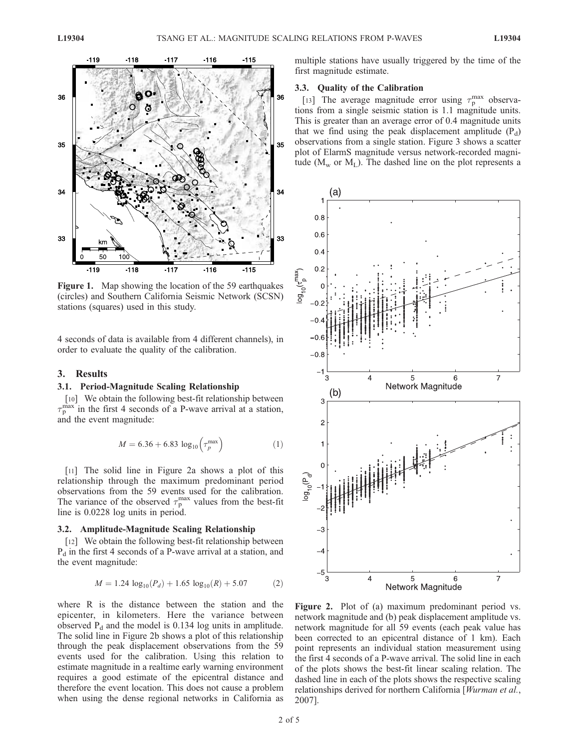**Figure 1.** Map showing the location of the 59 earthquakes (circles) and Southern California Seismic Network (SCSN) stations (squares) used in this study.

4 seconds of data is available from 4 different channels), in order to evaluate the quality of the calibration.

## 3. Results

### 3.1. Period-Magnitude Scaling Relationship

[10] We obtain the following best-fit relationship between $\tau_p^{max}$ in the first 4 seconds of a P-wave arrival at a station, and the event magnitude:

$$M = 6.36 + 6.83 \log_{10}\left(\tau_p^{max}\right) \quad (1)$$

[11] The solid line in Figure 2a shows a plot of this relationship through the maximum predominant period observations from the 59 events used for the calibration. The variance of the observed $\tau_p^{max}$ values from the best-fit line is 0.0228 log units in period.

### 3.2. Amplitude-Magnitude Scaling Relationship

[12] We obtain the following best-fit relationship between $P_d$ in the first 4 seconds of a P-wave arrival at a station, and the event magnitude:

$$M = 1.24 \log_{10}(P_d) + 1.65 \log_{10}(R) + 5.07 \quad (2)$$

where R is the distance between the station and the epicenter, in kilometers. Here the variance between observed $P_d$ and the model is 0.134 log units in amplitude. The solid line in Figure 2b shows a plot of this relationship through the peak displacement observations from the 59 events used for the calibration. Using this relation to estimate magnitude in a realtime early warning environment requires a good estimate of the epicentral distance and therefore the event location. This does not cause a problem when using the dense regional networks in California as multiple stations have usually triggered by the time of the first magnitude estimate.

### 3.3. Quality of the Calibration

[13] The average magnitude error using $\tau_p^{max}$ observations from a single seismic station is 1.1 magnitude units. This is greater than an average error of 0.4 magnitude units that we find using the peak displacement amplitude ($P_d$) observations from a single station. Figure 3 shows a scatter plot of ElarmS magnitude versus network-recorded magnitude ($M_w$ or $M_L$). The dashed line on the plot represents a

**Figure 2.** Plot of (a) maximum predominant period vs. network magnitude and (b) peak displacement amplitude vs. network magnitude for all 59 events (each peak value has been corrected to an epicentral distance of 1 km). Each point represents an individual station measurement using the first 4 seconds of a P-wave arrival. The solid line in each of the plots shows the best-fit linear scaling relation. The dashed line in each of the plots shows the respective scaling relationships derived for northern California [*Wurman et al.*, 2007].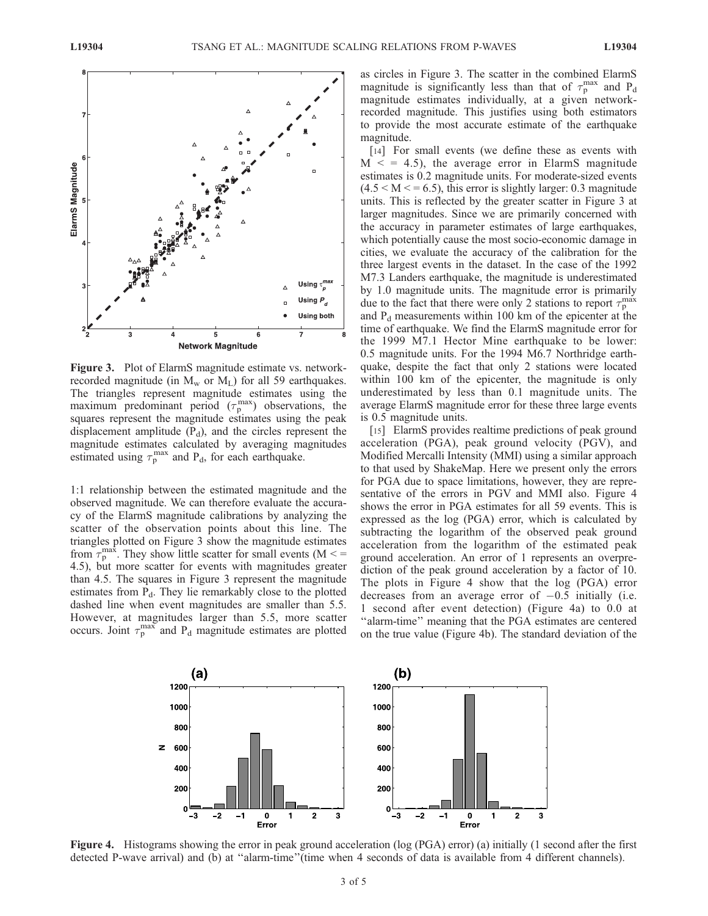**Figure 3.** Plot of ElarmS magnitude estimate vs. network-recorded magnitude (in $M_w$ or $M_L$) for all 59 earthquakes. The triangles represent magnitude estimates using the maximum predominant period ($\tau_p^{max}$) observations, the squares represent the magnitude estimates using the peak displacement amplitude ($P_d$), and the circles represent the magnitude estimates calculated by averaging magnitudes estimated using $\tau_p^{max}$ and $P_d$, for each earthquake.

1:1 relationship between the estimated magnitude and the observed magnitude. We can therefore evaluate the accuracy of the ElarmS magnitude calibrations by analyzing the scatter of the observation points about this line. The triangles plotted on Figure 3 show the magnitude estimates from $\tau_p^{max}$. They show little scatter for small events ($M <= 4.5$), but more scatter for events with magnitudes greater than 4.5. The squares in Figure 3 represent the magnitude estimates from $P_d$. They lie remarkably close to the plotted dashed line when event magnitudes are smaller than 5.5. However, at magnitudes larger than 5.5, more scatter occurs. Joint $\tau_p^{max}$ and $P_d$ magnitude estimates are plotted as circles in Figure 3. The scatter in the combined ElarmS magnitude is significantly less than that of $\tau_p^{max}$ and $P_d$ magnitude estimates individually, at a given network-recorded magnitude. This justifies using both estimators to provide the most accurate estimate of the earthquake magnitude.

[14] For small events (we define these as events with $M <= 4.5$), the average error in ElarmS magnitude estimates is 0.2 magnitude units. For moderate-sized events ($4.5 < M <= 6.5$), this error is slightly larger: 0.3 magnitude units. This is reflected by the greater scatter in Figure 3 at larger magnitudes. Since we are primarily concerned with the accuracy in parameter estimates of large earthquakes, which potentially cause the most socio-economic damage in cities, we evaluate the accuracy of the calibration for the three largest events in the dataset. In the case of the 1992 M7.3 Landers earthquake, the magnitude is underestimated by 1.0 magnitude units. The magnitude error is primarily due to the fact that there were only 2 stations to report $\tau_p^{max}$ and $P_d$ measurements within 100 km of the epicenter at the time of earthquake. We find the ElarmS magnitude error for the 1999 M7.1 Hector Mine earthquake to be lower: 0.5 magnitude units. For the 1994 M6.7 Northridge earthquake, despite the fact that only 2 stations were located within 100 km of the epicenter, the magnitude is only underestimated by less than 0.1 magnitude units. The average ElarmS magnitude error for these three large events is 0.5 magnitude units.

[15] ElarmS provides realtime predictions of peak ground acceleration (PGA), peak ground velocity (PGV), and Modified Mercalli Intensity (MMI) using a similar approach to that used by ShakeMap. Here we present only the errors for PGA due to space limitations, however, they are representative of the errors in PGV and MMI also. Figure 4 shows the error in PGA estimates for all 59 events. This is expressed as the log (PGA) error, which is calculated by subtracting the logarithm of the observed peak ground acceleration from the logarithm of the estimated peak ground acceleration. An error of 1 represents an overprediction of the peak ground acceleration by a factor of 10. The plots in Figure 4 show that the log (PGA) error decreases from an average error of −0.5 initially (i.e. 1 second after event detection) (Figure 4a) to 0.0 at "alarm-time" meaning that the PGA estimates are centered on the true value (Figure 4b). The standard deviation of the

**Figure 4.** Histograms showing the error in peak ground acceleration (log (PGA) error) (a) initially (1 second after the first detected P-wave arrival) and (b) at "alarm-time"(time when 4 seconds of data is available from 4 different channels).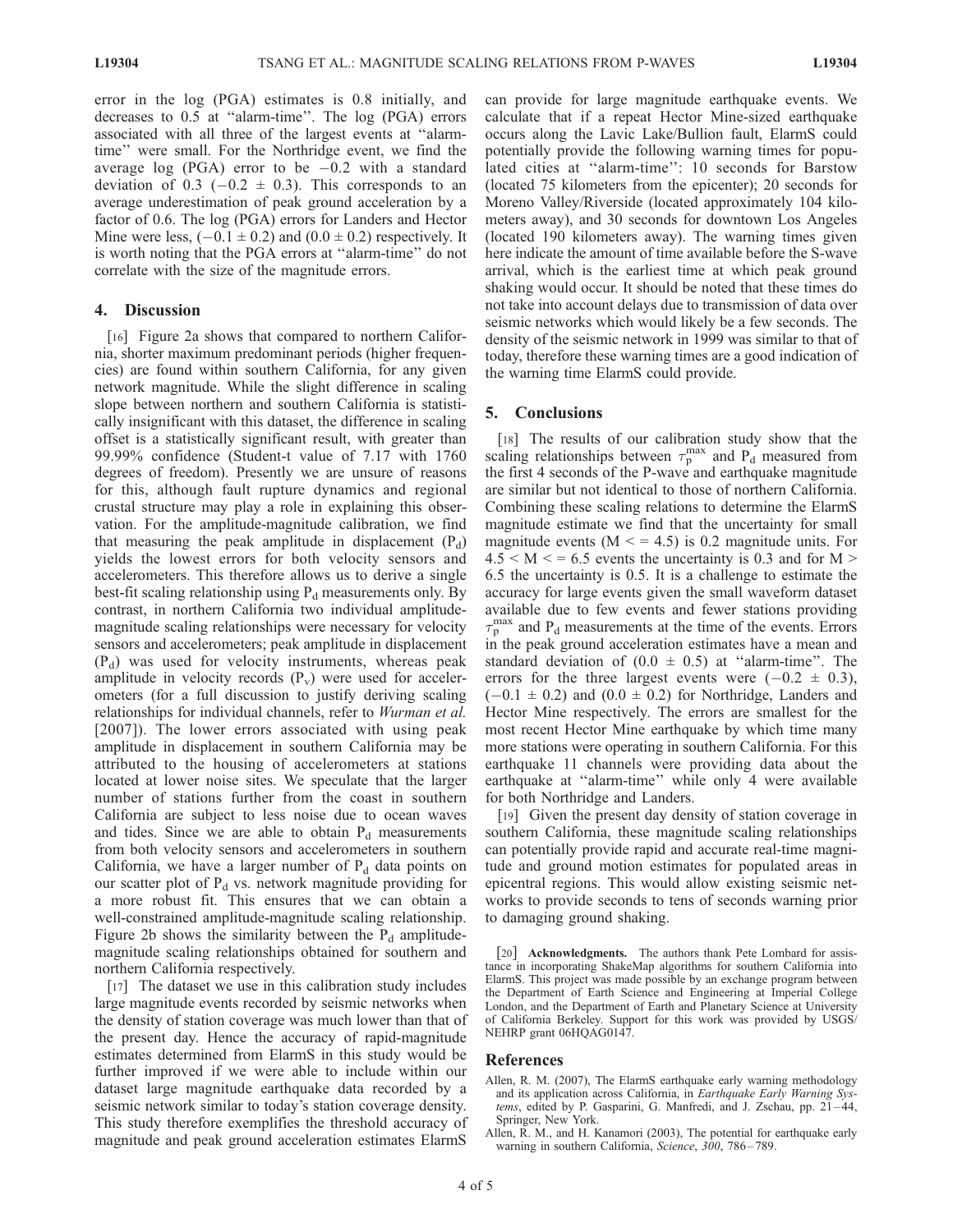error in the log (PGA) estimates is 0.8 initially, and decreases to 0.5 at ''alarm-time''. The log (PGA) errors associated with all three of the largest events at ''alarm-time'' were small. For the Northridge event, we find the average log (PGA) error to be −0.2 with a standard deviation of 0.3 ($-0.2 \pm 0.3$). This corresponds to an average underestimation of peak ground acceleration by a factor of 0.6. The log (PGA) errors for Landers and Hector Mine were less, ($-0.1 \pm 0.2$) and ($0.0 \pm 0.2$) respectively. It is worth noting that the PGA errors at ''alarm-time'' do not correlate with the size of the magnitude errors.

## 4. Discussion

[16] Figure 2a shows that compared to northern California, shorter maximum predominant periods (higher frequencies) are found within southern California, for any given network magnitude. While the slight difference in scaling slope between northern and southern California is statistically insignificant with this dataset, the difference in scaling offset is a statistically significant result, with greater than 99.99% confidence (Student-t value of 7.17 with 1760 degrees of freedom). Presently we are unsure of reasons for this, although fault rupture dynamics and regional crustal structure may play a role in explaining this observation. For the amplitude-magnitude calibration, we find that measuring the peak amplitude in displacement ($P_d$) yields the lowest errors for both velocity sensors and accelerometers. This therefore allows us to derive a single best-fit scaling relationship using $P_d$ measurements only. By contrast, in northern California two individual amplitude-magnitude scaling relationships were necessary for velocity sensors and accelerometers; peak amplitude in displacement ($P_d$) was used for velocity instruments, whereas peak amplitude in velocity records ($P_v$) were used for accelerometers (for a full discussion to justify deriving scaling relationships for individual channels, refer to *Wurman et al.* [2007]). The lower errors associated with using peak amplitude in displacement in southern California may be attributed to the housing of accelerometers at stations located at lower noise sites. We speculate that the larger number of stations further from the coast in southern California are subject to less noise due to ocean waves and tides. Since we are able to obtain $P_d$ measurements from both velocity sensors and accelerometers in southern California, we have a larger number of $P_d$ data points on our scatter plot of $P_d$ vs. network magnitude providing for a more robust fit. This ensures that we can obtain a well-constrained amplitude-magnitude scaling relationship. Figure 2b shows the similarity between the $P_d$ amplitude-magnitude scaling relationships obtained for southern and northern California respectively.

[17] The dataset we use in this calibration study includes large magnitude events recorded by seismic networks when the density of station coverage was much lower than that of the present day. Hence the accuracy of rapid-magnitude estimates determined from ElarmS in this study would be further improved if we were able to include within our dataset large magnitude earthquake data recorded by a seismic network similar to today's station coverage density. This study therefore exemplifies the threshold accuracy of magnitude and peak ground acceleration estimates ElarmS can provide for large magnitude earthquake events. We calculate that if a repeat Hector Mine-sized earthquake occurs along the Lavic Lake/Bullion fault, ElarmS could potentially provide the following warning times for populated cities at ''alarm-time'': 10 seconds for Barstow (located 75 kilometers from the epicenter); 20 seconds for Moreno Valley/Riverside (located approximately 104 kilometers away), and 30 seconds for downtown Los Angeles (located 190 kilometers away). The warning times given here indicate the amount of time available before the S-wave arrival, which is the earliest time at which peak ground shaking would occur. It should be noted that these times do not take into account delays due to transmission of data over seismic networks which would likely be a few seconds. The density of the seismic network in 1999 was similar to that of today, therefore these warning times are a good indication of the warning time ElarmS could provide.

## 5. Conclusions

[18] The results of our calibration study show that the scaling relationships between $\tau_p^{max}$ and $P_d$ measured from the first 4 seconds of the P-wave and earthquake magnitude are similar but not identical to those of northern California. Combining these scaling relations to determine the ElarmS magnitude estimate we find that the uncertainty for small magnitude events ($M <= 4.5$) is 0.2 magnitude units. For $4.5 < M <= 6.5$ events the uncertainty is 0.3 and for $M > 6.5$ the uncertainty is 0.5. It is a challenge to estimate the accuracy for large events given the small waveform dataset available due to few events and fewer stations providing $\tau_p^{max}$ and $P_d$ measurements at the time of the events. Errors in the peak ground acceleration estimates have a mean and standard deviation of ($0.0 \pm 0.5$) at ''alarm-time''. The errors for the three largest events were ($-0.2 \pm 0.3$), ($-0.1 \pm 0.2$) and ($0.0 \pm 0.2$) for Northridge, Landers and Hector Mine respectively. The errors are smallest for the most recent Hector Mine earthquake by which time many more stations were operating in southern California. For this earthquake 11 channels were providing data about the earthquake at ''alarm-time'' while only 4 were available for both Northridge and Landers.

[19] Given the present day density of station coverage in southern California, these magnitude scaling relationships can potentially provide rapid and accurate real-time magnitude and ground motion estimates for populated areas in epicentral regions. This would allow existing seismic networks to provide seconds to tens of seconds warning prior to damaging ground shaking.

[20] **Acknowledgments.** The authors thank Pete Lombard for assistance in incorporating ShakeMap algorithms for southern California into ElarmS. This project was made possible by an exchange program between the Department of Earth Science and Engineering at Imperial College London, and the Department of Earth and Planetary Science at University of California Berkeley. Support for this work was provided by USGS/NEHRP grant 06HQAG0147.

## References

Allen, R. M. (2007), The ElarmS earthquake early warning methodology and its application across California, in *Earthquake Early Warning Systems*, edited by P. Gasparini, G. Manfredi, and J. Zschau, pp. 21–44, Springer, New York.

Allen, R. M., and H. Kanamori (2003), The potential for earthquake early warning in southern California, *Science*, *300*, 786–789.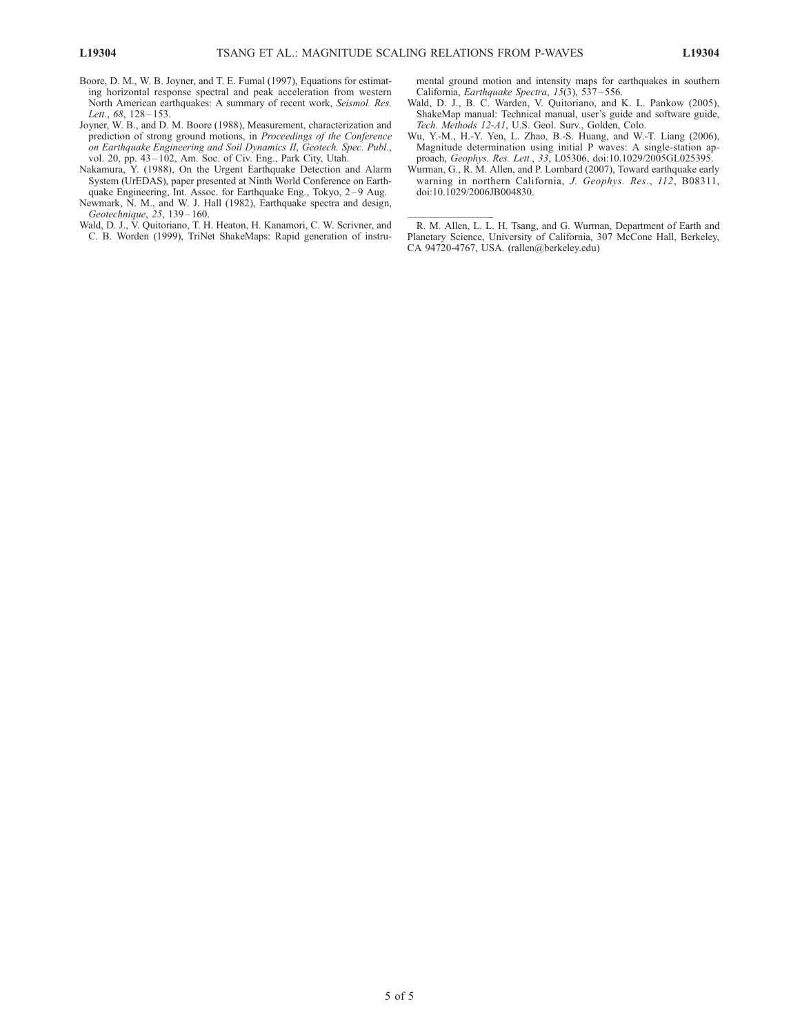Boore, D. M., W. B. Joyner, and T. E. Fumal (1997), Equations for estimating horizontal response spectral and peak acceleration from western North American earthquakes: A summary of recent work, *Seismol. Res. Lett.*, *68*, 128–153.

Joyner, W. B., and D. M. Boore (1988), Measurement, characterization and prediction of strong ground motions, in *Proceedings of the Conference on Earthquake Engineering and Soil Dynamics II*, *Geotech. Spec. Publ.*, vol. 20, pp. 43–102, Am. Soc. of Civ. Eng., Park City, Utah.

Nakamura, Y. (1988), On the Urgent Earthquake Detection and Alarm System (UrEDAS), paper presented at Ninth World Conference on Earthquake Engineering, Int. Assoc. for Earthquake Eng., Tokyo, 2–9 Aug.

Newmark, N. M., and W. J. Hall (1982), Earthquake spectra and design, *Geotechnique*, *25*, 139–160.

Wald, D. J., V. Quitoriano, T. H. Heaton, H. Kanamori, C. W. Scrivner, and C. B. Worden (1999), TriNet ShakeMaps: Rapid generation of instrumental ground motion and intensity maps for earthquakes in southern California, *Earthquake Spectra*, *15*(3), 537–556.

Wald, D. J., B. C. Warden, V. Quitoriano, and K. L. Pankow (2005), ShakeMap manual: Technical manual, user's guide and software guide, *Tech. Methods 12-A1*, U.S. Geol. Surv., Golden, Colo.

Wu, Y.-M., H.-Y. Yen, L. Zhao, B.-S. Huang, and W.-T. Liang (2006), Magnitude determination using initial P waves: A single-station approach, *Geophys. Res. Lett.*, *33*, L05306, doi:10.1029/2005GL025395.

Wurman, G., R. M. Allen, and P. Lombard (2007), Toward earthquake early warning in northern California, *J. Geophys. Res.*, *112*, B08311, doi:10.1029/2006JB004830.

---

R. M. Allen, L. L. H. Tsang, and G. Wurman, Department of Earth and Planetary Science, University of California, 307 McCone Hall, Berkeley, CA 94720-4767, USA. (rallen@berkeley.edu)